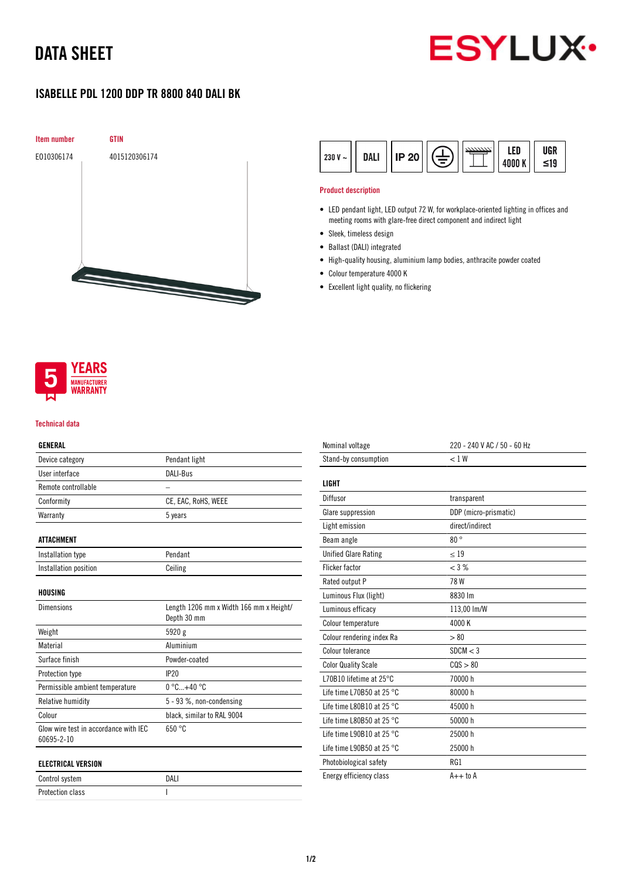# DATA SHEET

## ISABELLE PDL 1200 DDP TR 8800 840 DALI BK

| Item number | GTIN |
|---|---|
| E010306174 | 4015120306174 |

230 V ~ | DALI | IP 20 | LED 4000 K | UGR ≤19

### Product description

- LED pendant light, LED output 72 W, for workplace-oriented lighting in offices and meeting rooms with glare-free direct component and indirect light
- Sleek, timeless design
- Ballast (DALI) integrated
- High-quality housing, aluminium lamp bodies, anthracite powder coated
- Colour temperature 4000 K
- Excellent light quality, no flickering

5 YEARS MANUFACTURER WARRANTY

### Technical data

| GENERAL | |
|---|---|
| Device category | Pendant light |
| User interface | DALI-Bus |
| Remote controllable | – |
| Conformity | CE, EAC, RoHS, WEEE |
| Warranty | 5 years |

| ATTACHMENT | |
|---|---|
| Installation type | Pendant |
| Installation position | Ceiling |

| HOUSING | |
|---|---|
| Dimensions | Length 1206 mm x Width 166 mm x Height/ Depth 30 mm |
| Weight | 5920 g |
| Material | Aluminium |
| Surface finish | Powder-coated |
| Protection type | IP20 |
| Permissible ambient temperature | 0 °C...+40 °C |
| Relative humidity | 5 - 93 %, non-condensing |
| Colour | black, similar to RAL 9004 |
| Glow wire test in accordance with IEC 60695-2-10 | 650 °C |

| ELECTRICAL VERSION | |
|---|---|
| Control system | DALI |
| Protection class | I |
| Nominal voltage | 220 - 240 V AC / 50 - 60 Hz |
| Stand-by consumption | < 1 W |

| LIGHT | |
|---|---|
| Diffusor | transparent |
| Glare suppression | DDP (micro-prismatic) |
| Light emission | direct/indirect |
| Beam angle | 80 ° |
| Unified Glare Rating | ≤ 19 |
| Flicker factor | < 3 % |
| Rated output P | 78 W |
| Luminous Flux (light) | 8830 lm |
| Luminous efficacy | 113,00 lm/W |
| Colour temperature | 4000 K |
| Colour rendering index Ra | > 80 |
| Colour tolerance | SDCM < 3 |
| Color Quality Scale | CQS > 80 |
| L70B10 lifetime at 25°C | 70000 h |
| Life time L70B50 at 25 °C | 80000 h |
| Life time L80B10 at 25 °C | 45000 h |
| Life time L80B50 at 25 °C | 50000 h |
| Life time L90B10 at 25 °C | 25000 h |
| Life time L90B50 at 25 °C | 25000 h |
| Photobiological safety | RG1 |
| Energy efficiency class | A++ to A |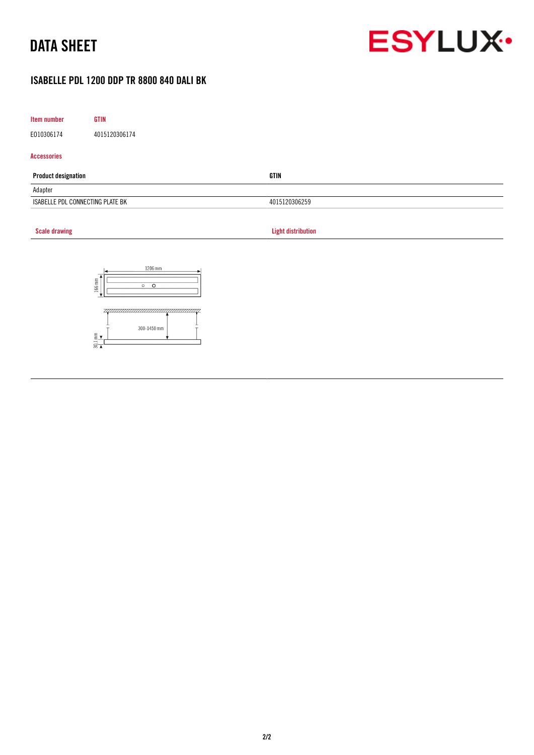# DATA SHEET

## ISABELLE PDL 1200 DDP TR 8800 840 DALI BK

| Item number | GTIN |
| --- | --- |
| EO10306174 | 4015120306174 |

### Accessories

| Product designation | GTIN |
| --- | --- |
| Adapter | |
| ISABELLE PDL CONNECTING PLATE BK | 4015120306259 |

### Scale drawing

1206 mm
166 mm
300-1450 mm
30,1 mm

### Light distribution